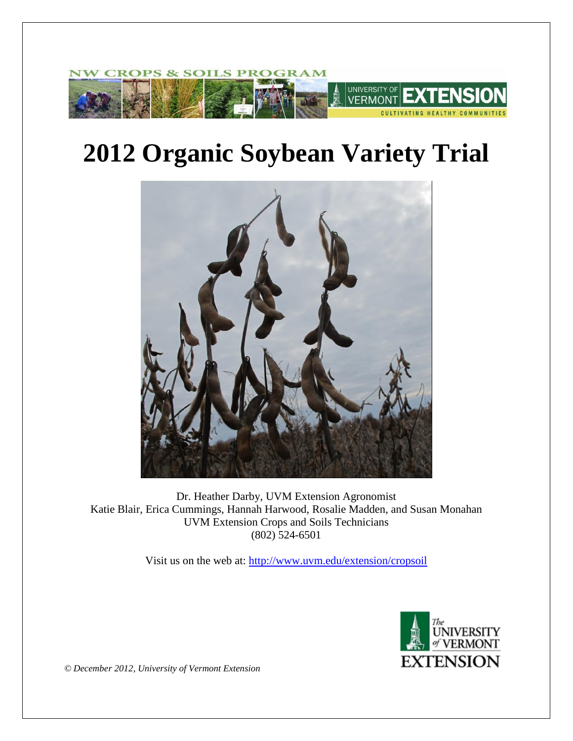# 2012 Organic Soybean Variety Trial

Dr. Heather Darby, UVM Extension Agronomist
Katie Blair, Erica Cummings, Hannah Harwood, Rosalie Madden, and Susan Monahan
UVM Extension Crops and Soils Technicians
(802) 524-6501

Visit us on the web at: http://www.uvm.edu/extension/cropsoil

*© December 2012, University of Vermont Extension*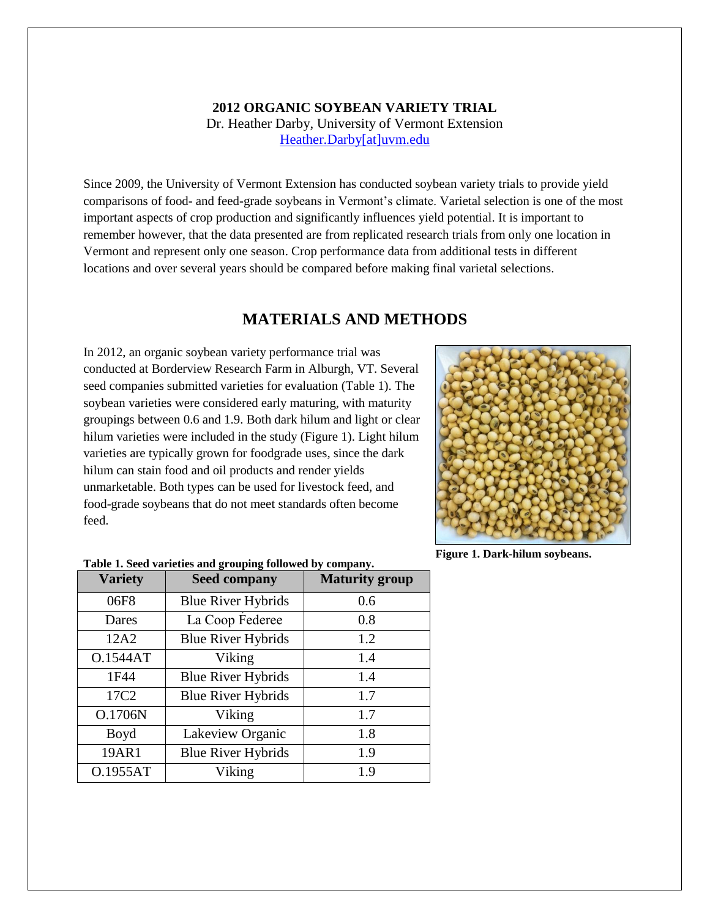**2012 ORGANIC SOYBEAN VARIETY TRIAL**
Dr. Heather Darby, University of Vermont Extension
Heather.Darby[at]uvm.edu

Since 2009, the University of Vermont Extension has conducted soybean variety trials to provide yield comparisons of food- and feed-grade soybeans in Vermont's climate. Varietal selection is one of the most important aspects of crop production and significantly influences yield potential. It is important to remember however, that the data presented are from replicated research trials from only one location in Vermont and represent only one season. Crop performance data from additional tests in different locations and over several years should be compared before making final varietal selections.

## MATERIALS AND METHODS

In 2012, an organic soybean variety performance trial was conducted at Borderview Research Farm in Alburgh, VT. Several seed companies submitted varieties for evaluation (Table 1). The soybean varieties were considered early maturing, with maturity groupings between 0.6 and 1.9. Both dark hilum and light or clear hilum varieties were included in the study (Figure 1). Light hilum varieties are typically grown for foodgrade uses, since the dark hilum can stain food and oil products and render yields unmarketable. Both types can be used for livestock feed, and food-grade soybeans that do not meet standards often become feed.

**Figure 1. Dark-hilum soybeans.**

**Table 1. Seed varieties and grouping followed by company.**

| Variety | Seed company | Maturity group |
|---|---|---|
| 06F8 | Blue River Hybrids | 0.6 |
| Dares | La Coop Féderee | 0.8 |
| 12A2 | Blue River Hybrids | 1.2 |
| O.1544AT | Viking | 1.4 |
| 1F44 | Blue River Hybrids | 1.4 |
| 17C2 | Blue River Hybrids | 1.7 |
| O.1706N | Viking | 1.7 |
| Boyd | Lakeview Organic | 1.8 |
| 19AR1 | Blue River Hybrids | 1.9 |
| O.1955AT | Viking | 1.9 |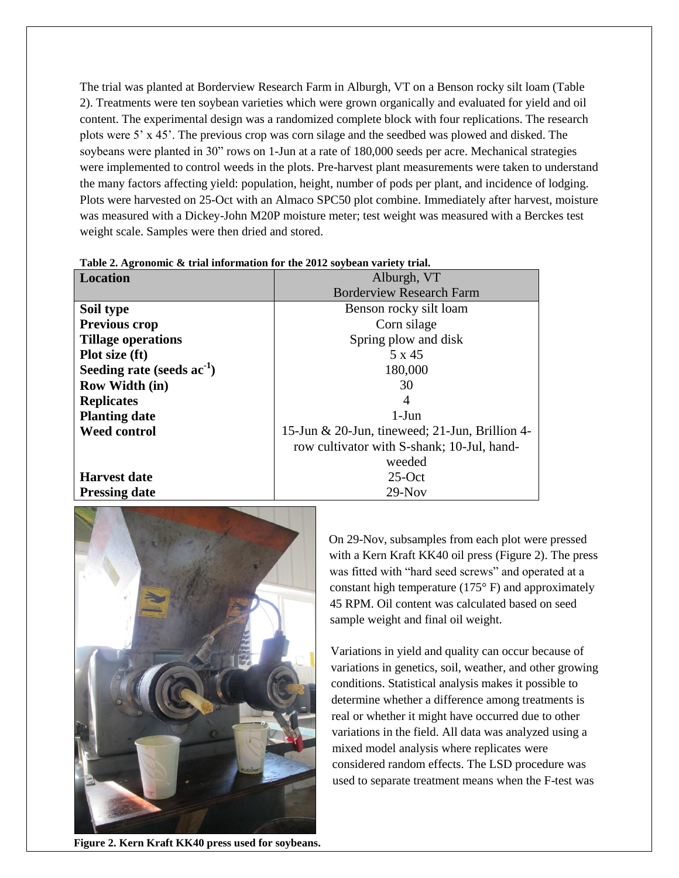The trial was planted at Borderview Research Farm in Alburgh, VT on a Benson rocky silt loam (Table 2). Treatments were ten soybean varieties which were grown organically and evaluated for yield and oil content. The experimental design was a randomized complete block with four replications. The research plots were 5' x 45'. The previous crop was corn silage and the seedbed was plowed and disked. The soybeans were planted in 30" rows on 1-Jun at a rate of 180,000 seeds per acre. Mechanical strategies were implemented to control weeds in the plots. Pre-harvest plant measurements were taken to understand the many factors affecting yield: population, height, number of pods per plant, and incidence of lodging. Plots were harvested on 25-Oct with an Almaco SPC50 plot combine. Immediately after harvest, moisture was measured with a Dickey-John M20P moisture meter; test weight was measured with a Berckes test weight scale. Samples were then dried and stored.

**Table 2. Agronomic & trial information for the 2012 soybean variety trial.**

| Location | Alburgh, VT<br>Borderview Research Farm |
|---|---|
| **Soil type** | Benson rocky silt loam |
| **Previous crop** | Corn silage |
| **Tillage operations** | Spring plow and disk |
| **Plot size (ft)** | 5 x 45 |
| **Seeding rate (seeds $ac^{-1}$)** | 180,000 |
| **Row Width (in)** | 30 |
| **Replicates** | 4 |
| **Planting date** | 1-Jun |
| **Weed control** | 15-Jun & 20-Jun, tineweed; 21-Jun, Brillion 4-row cultivator with S-shank; 10-Jul, hand-weeded |
| **Harvest date** | 25-Oct |
| **Pressing date** | 29-Nov |

**Figure 2. Kern Kraft KK40 press used for soybeans.**

On 29-Nov, subsamples from each plot were pressed with a Kern Kraft KK40 oil press (Figure 2). The press was fitted with "hard seed screws" and operated at a constant high temperature (175° F) and approximately 45 RPM. Oil content was calculated based on seed sample weight and final oil weight.

Variations in yield and quality can occur because of variations in genetics, soil, weather, and other growing conditions. Statistical analysis makes it possible to determine whether a difference among treatments is real or whether it might have occurred due to other variations in the field. All data was analyzed using a mixed model analysis where replicates were considered random effects. The LSD procedure was used to separate treatment means when the F-test was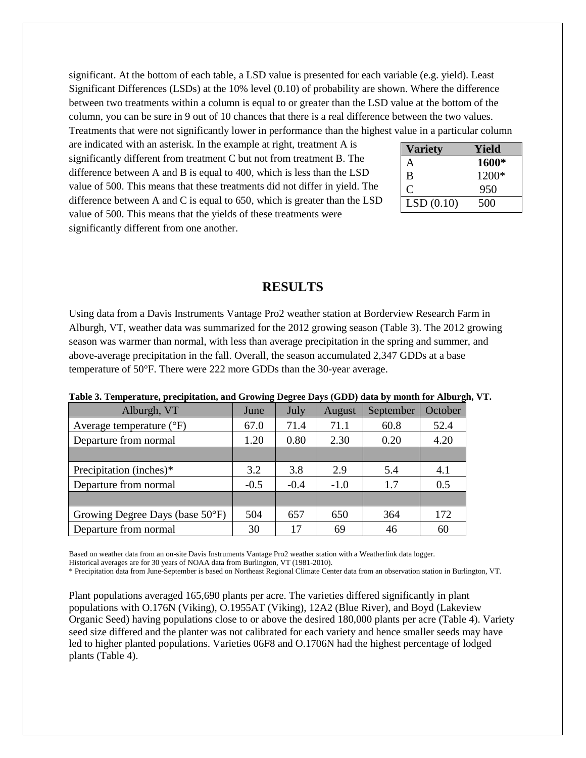significant. At the bottom of each table, a LSD value is presented for each variable (e.g. yield). Least Significant Differences (LSDs) at the 10% level (0.10) of probability are shown. Where the difference between two treatments within a column is equal to or greater than the LSD value at the bottom of the column, you can be sure in 9 out of 10 chances that there is a real difference between the two values. Treatments that were not significantly lower in performance than the highest value in a particular column are indicated with an asterisk. In the example at right, treatment A is significantly different from treatment C but not from treatment B. The difference between A and B is equal to 400, which is less than the LSD value of 500. This means that these treatments did not differ in yield. The difference between A and C is equal to 650, which is greater than the LSD value of 500. This means that the yields of these treatments were significantly different from one another.

| Variety | Yield |
|---|---|
| A | **1600*** |
| B | 1200* |
| C | 950 |
| LSD (0.10) | 500 |

# RESULTS

Using data from a Davis Instruments Vantage Pro2 weather station at Borderview Research Farm in Alburgh, VT, weather data was summarized for the 2012 growing season (Table 3). The 2012 growing season was warmer than normal, with less than average precipitation in the spring and summer, and above-average precipitation in the fall. Overall, the season accumulated 2,347 GDDs at a base temperature of 50°F. There were 222 more GDDs than the 30-year average.

**Table 3. Temperature, precipitation, and Growing Degree Days (GDD) data by month for Alburgh, VT.**

| Alburgh, VT | June | July | August | September | October |
|---|---|---|---|---|---|
| Average temperature (°F) | 67.0 | 71.4 | 71.1 | 60.8 | 52.4 |
| Departure from normal | 1.20 | 0.80 | 2.30 | 0.20 | 4.20 |
| | | | | | |
| Precipitation (inches)* | 3.2 | 3.8 | 2.9 | 5.4 | 4.1 |
| Departure from normal | -0.5 | -0.4 | -1.0 | 1.7 | 0.5 |
| | | | | | |
| Growing Degree Days (base 50°F) | 504 | 657 | 650 | 364 | 172 |
| Departure from normal | 30 | 17 | 69 | 46 | 60 |

Based on weather data from an on-site Davis Instruments Vantage Pro2 weather station with a Weatherlink data logger.
Historical averages are for 30 years of NOAA data from Burlington, VT (1981-2010).
* Precipitation data from June-September is based on Northeast Regional Climate Center data from an observation station in Burlington, VT.

Plant populations averaged 165,690 plants per acre. The varieties differed significantly in plant populations with O.176N (Viking), O.1955AT (Viking), 12A2 (Blue River), and Boyd (Lakeview Organic Seed) having populations close to or above the desired 180,000 plants per acre (Table 4). Variety seed size differed and the planter was not calibrated for each variety and hence smaller seeds may have led to higher planted populations. Varieties 06F8 and O.1706N had the highest percentage of lodged plants (Table 4).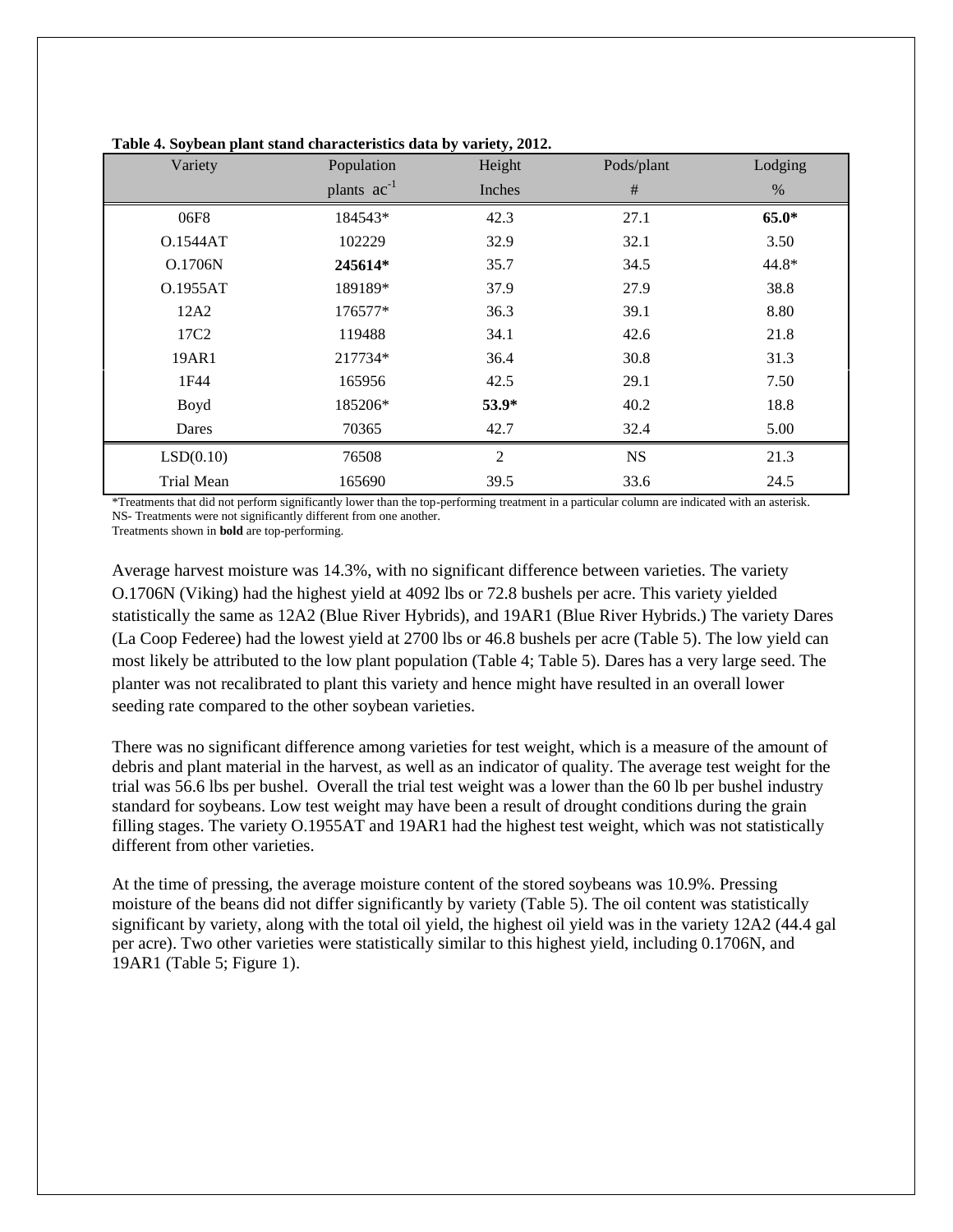**Table 4. Soybean plant stand characteristics data by variety, 2012.**

| Variety | Population | Height | Pods/plant | Lodging |
|---|---|---|---|---|
| | plants $ac^{-1}$ | Inches | # | % |
| 06F8 | 184543* | 42.3 | 27.1 | **65.0*** |
| O.1544AT | 102229 | 32.9 | 32.1 | 3.50 |
| O.1706N | **245614*** | 35.7 | 34.5 | 44.8* |
| O.1955AT | 189189* | 37.9 | 27.9 | 38.8 |
| 12A2 | 176577* | 36.3 | 39.1 | 8.80 |
| 17C2 | 119488 | 34.1 | 42.6 | 21.8 |
| 19AR1 | 217734* | 36.4 | 30.8 | 31.3 |
| 1F44 | 165956 | 42.5 | 29.1 | 7.50 |
| Boyd | 185206* | **53.9*** | 40.2 | 18.8 |
| Dares | 70365 | 42.7 | 32.4 | 5.00 |
| LSD(0.10) | 76508 | 2 | NS | 21.3 |
| Trial Mean | 165690 | 39.5 | 33.6 | 24.5 |

*Treatments that did not perform significantly lower than the top-performing treatment in a particular column are indicated with an asterisk.
NS- Treatments were not significantly different from one another.
Treatments shown in **bold** are top-performing.

Average harvest moisture was 14.3%, with no significant difference between varieties. The variety O.1706N (Viking) had the highest yield at 4092 lbs or 72.8 bushels per acre. This variety yielded statistically the same as 12A2 (Blue River Hybrids), and 19AR1 (Blue River Hybrids.) The variety Dares (La Coop Federee) had the lowest yield at 2700 lbs or 46.8 bushels per acre (Table 5). The low yield can most likely be attributed to the low plant population (Table 4; Table 5). Dares has a very large seed. The planter was not recalibrated to plant this variety and hence might have resulted in an overall lower seeding rate compared to the other soybean varieties.

There was no significant difference among varieties for test weight, which is a measure of the amount of debris and plant material in the harvest, as well as an indicator of quality. The average test weight for the trial was 56.6 lbs per bushel. Overall the trial test weight was a lower than the 60 lb per bushel industry standard for soybeans. Low test weight may have been a result of drought conditions during the grain filling stages. The variety O.1955AT and 19AR1 had the highest test weight, which was not statistically different from other varieties.

At the time of pressing, the average moisture content of the stored soybeans was 10.9%. Pressing moisture of the beans did not differ significantly by variety (Table 5). The oil content was statistically significant by variety, along with the total oil yield, the highest oil yield was in the variety 12A2 (44.4 gal per acre). Two other varieties were statistically similar to this highest yield, including 0.1706N, and 19AR1 (Table 5; Figure 1).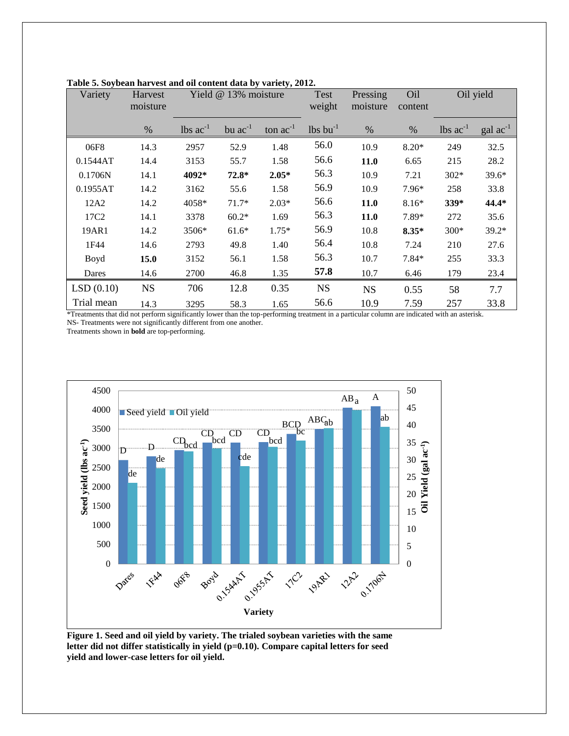**Table 5. Soybean harvest and oil content data by variety, 2012.**

| Variety | Harvest moisture | Yield @ 13% moisture | | | Test weight | Pressing moisture | Oil content | Oil yield | |
|---|---|---|---|---|---|---|---|---|---|
| | % | lbs $ac^{-1}$ | bu $ac^{-1}$ | ton $ac^{-1}$ | lbs $bu^{-1}$ | % | % | lbs $ac^{-1}$ | gal $ac^{-1}$ |
| 06F8 | 14.3 | 2957 | 52.9 | 1.48 | 56.0 | 10.9 | 8.20* | 249 | 32.5 |
| 0.1544AT | 14.4 | 3153 | 55.7 | 1.58 | 56.6 | **11.0** | 6.65 | 215 | 28.2 |
| 0.1706N | 14.1 | **4092*** | **72.8*** | **2.05*** | 56.3 | 10.9 | 7.21 | 302* | 39.6* |
| 0.1955AT | 14.2 | 3162 | 55.6 | 1.58 | 56.9 | 10.9 | 7.96* | 258 | 33.8 |
| 12A2 | 14.2 | 4058* | 71.7* | 2.03* | 56.6 | **11.0** | 8.16* | **339*** | **44.4*** |
| 17C2 | 14.1 | 3378 | 60.2* | 1.69 | 56.3 | **11.0** | 7.89* | 272 | 35.6 |
| 19AR1 | 14.2 | 3506* | 61.6* | 1.75* | 56.9 | 10.8 | **8.35*** | 300* | 39.2* |
| 1F44 | 14.6 | 2793 | 49.8 | 1.40 | 56.4 | 10.8 | 7.24 | 210 | 27.6 |
| Boyd | **15.0** | 3152 | 56.1 | 1.58 | 56.3 | 10.7 | 7.84* | 255 | 33.3 |
| Dares | 14.6 | 2700 | 46.8 | 1.35 | **57.8** | 10.7 | 6.46 | 179 | 23.4 |
| LSD (0.10) | NS | 706 | 12.8 | 0.35 | NS | NS | 0.55 | 58 | 7.7 |
| Trial mean | 14.3 | 3295 | 58.3 | 1.65 | 56.6 | 10.9 | 7.59 | 257 | 33.8 |

*Treatments that did not perform significantly lower than the top-performing treatment in a particular column are indicated with an asterisk.
NS- Treatments were not significantly different from one another.
Treatments shown in **bold** are top-performing.

**Figure 1. Seed and oil yield by variety. The trialed soybean varieties with the same letter did not differ statistically in yield (p=0.10). Compare capital letters for seed yield and lower-case letters for oil yield.**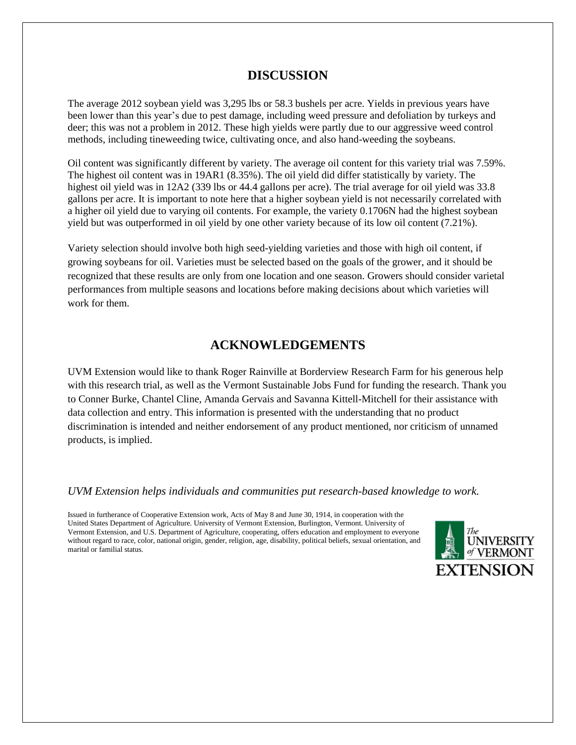## DISCUSSION

The average 2012 soybean yield was 3,295 lbs or 58.3 bushels per acre. Yields in previous years have been lower than this year's due to pest damage, including weed pressure and defoliation by turkeys and deer; this was not a problem in 2012. These high yields were partly due to our aggressive weed control methods, including tineweeding twice, cultivating once, and also hand-weeding the soybeans.

Oil content was significantly different by variety. The average oil content for this variety trial was 7.59%. The highest oil content was in 19AR1 (8.35%). The oil yield did differ statistically by variety. The highest oil yield was in 12A2 (339 lbs or 44.4 gallons per acre). The trial average for oil yield was 33.8 gallons per acre. It is important to note here that a higher soybean yield is not necessarily correlated with a higher oil yield due to varying oil contents. For example, the variety 0.1706N had the highest soybean yield but was outperformed in oil yield by one other variety because of its low oil content (7.21%).

Variety selection should involve both high seed-yielding varieties and those with high oil content, if growing soybeans for oil. Varieties must be selected based on the goals of the grower, and it should be recognized that these results are only from one location and one season. Growers should consider varietal performances from multiple seasons and locations before making decisions about which varieties will work for them.

## ACKNOWLEDGEMENTS

UVM Extension would like to thank Roger Rainville at Borderview Research Farm for his generous help with this research trial, as well as the Vermont Sustainable Jobs Fund for funding the research. Thank you to Conner Burke, Chantel Cline, Amanda Gervais and Savanna Kittell-Mitchell for their assistance with data collection and entry. This information is presented with the understanding that no product discrimination is intended and neither endorsement of any product mentioned, nor criticism of unnamed products, is implied.

*UVM Extension helps individuals and communities put research-based knowledge to work.*

Issued in furtherance of Cooperative Extension work, Acts of May 8 and June 30, 1914, in cooperation with the United States Department of Agriculture. University of Vermont Extension, Burlington, Vermont. University of Vermont Extension, and U.S. Department of Agriculture, cooperating, offers education and employment to everyone without regard to race, color, national origin, gender, religion, age, disability, political beliefs, sexual orientation, and marital or familial status.

The UNIVERSITY of VERMONT EXTENSION